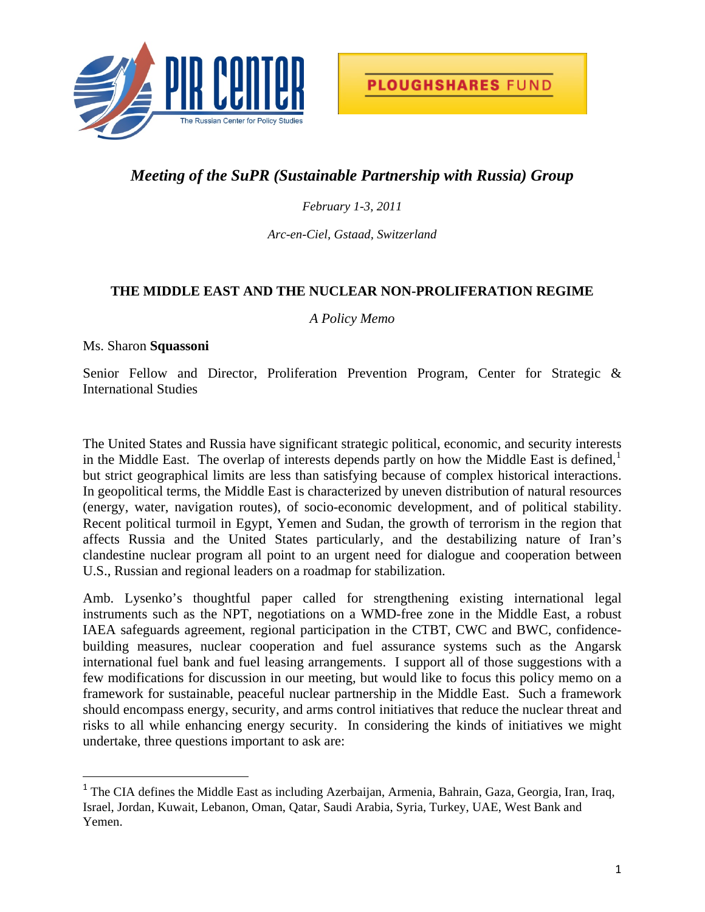PIR CENTER
The Russian Center for Policy Studies

PLOUGHSHARES FUND

*Meeting of the SuPR (Sustainable Partnership with Russia) Group*

*February 1-3, 2011*

*Arc-en-Ciel, Gstaad, Switzerland*

## THE MIDDLE EAST AND THE NUCLEAR NON-PROLIFERATION REGIME

*A Policy Memo*

Ms. Sharon **Squassoni**

Senior Fellow and Director, Proliferation Prevention Program, Center for Strategic & International Studies

The United States and Russia have significant strategic political, economic, and security interests in the Middle East. The overlap of interests depends partly on how the Middle East is defined,[1] but strict geographical limits are less than satisfying because of complex historical interactions. In geopolitical terms, the Middle East is characterized by uneven distribution of natural resources (energy, water, navigation routes), of socio-economic development, and of political stability. Recent political turmoil in Egypt, Yemen and Sudan, the growth of terrorism in the region that affects Russia and the United States particularly, and the destabilizing nature of Iran's clandestine nuclear program all point to an urgent need for dialogue and cooperation between U.S., Russian and regional leaders on a roadmap for stabilization.

Amb. Lysenko's thoughtful paper called for strengthening existing international legal instruments such as the NPT, negotiations on a WMD-free zone in the Middle East, a robust IAEA safeguards agreement, regional participation in the CTBT, CWC and BWC, confidence-building measures, nuclear cooperation and fuel assurance systems such as the Angarsk international fuel bank and fuel leasing arrangements. I support all of those suggestions with a few modifications for discussion in our meeting, but would like to focus this policy memo on a framework for sustainable, peaceful nuclear partnership in the Middle East. Such a framework should encompass energy, security, and arms control initiatives that reduce the nuclear threat and risks to all while enhancing energy security. In considering the kinds of initiatives we might undertake, three questions important to ask are:

[1] The CIA defines the Middle East as including Azerbaijan, Armenia, Bahrain, Gaza, Georgia, Iran, Iraq, Israel, Jordan, Kuwait, Lebanon, Oman, Qatar, Saudi Arabia, Syria, Turkey, UAE, West Bank and Yemen.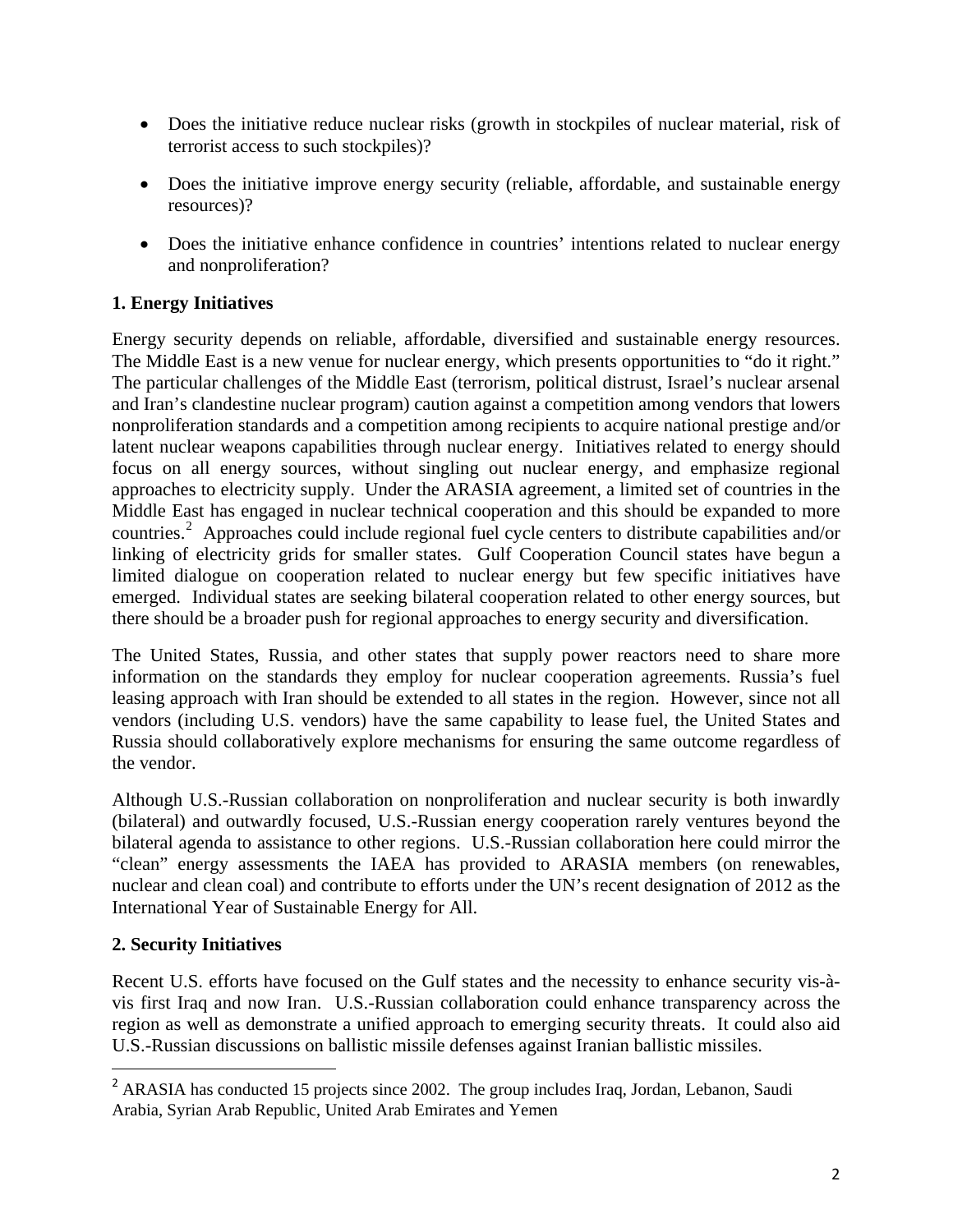- Does the initiative reduce nuclear risks (growth in stockpiles of nuclear material, risk of terrorist access to such stockpiles)?
- Does the initiative improve energy security (reliable, affordable, and sustainable energy resources)?
- Does the initiative enhance confidence in countries' intentions related to nuclear energy and nonproliferation?

### 1. Energy Initiatives

Energy security depends on reliable, affordable, diversified and sustainable energy resources. The Middle East is a new venue for nuclear energy, which presents opportunities to "do it right." The particular challenges of the Middle East (terrorism, political distrust, Israel's nuclear arsenal and Iran's clandestine nuclear program) caution against a competition among vendors that lowers nonproliferation standards and a competition among recipients to acquire national prestige and/or latent nuclear weapons capabilities through nuclear energy. Initiatives related to energy should focus on all energy sources, without singling out nuclear energy, and emphasize regional approaches to electricity supply. Under the ARASIA agreement, a limited set of countries in the Middle East has engaged in nuclear technical cooperation and this should be expanded to more countries.[2] Approaches could include regional fuel cycle centers to distribute capabilities and/or linking of electricity grids for smaller states. Gulf Cooperation Council states have begun a limited dialogue on cooperation related to nuclear energy but few specific initiatives have emerged. Individual states are seeking bilateral cooperation related to other energy sources, but there should be a broader push for regional approaches to energy security and diversification.

The United States, Russia, and other states that supply power reactors need to share more information on the standards they employ for nuclear cooperation agreements. Russia's fuel leasing approach with Iran should be extended to all states in the region. However, since not all vendors (including U.S. vendors) have the same capability to lease fuel, the United States and Russia should collaboratively explore mechanisms for ensuring the same outcome regardless of the vendor.

Although U.S.-Russian collaboration on nonproliferation and nuclear security is both inwardly (bilateral) and outwardly focused, U.S.-Russian energy cooperation rarely ventures beyond the bilateral agenda to assistance to other regions. U.S.-Russian collaboration here could mirror the "clean" energy assessments the IAEA has provided to ARASIA members (on renewables, nuclear and clean coal) and contribute to efforts under the UN's recent designation of 2012 as the International Year of Sustainable Energy for All.

### 2. Security Initiatives

Recent U.S. efforts have focused on the Gulf states and the necessity to enhance security vis-à-vis first Iraq and now Iran. U.S.-Russian collaboration could enhance transparency across the region as well as demonstrate a unified approach to emerging security threats. It could also aid U.S.-Russian discussions on ballistic missile defenses against Iranian ballistic missiles.

---

[2] ARASIA has conducted 15 projects since 2002. The group includes Iraq, Jordan, Lebanon, Saudi Arabia, Syrian Arab Republic, United Arab Emirates and Yemen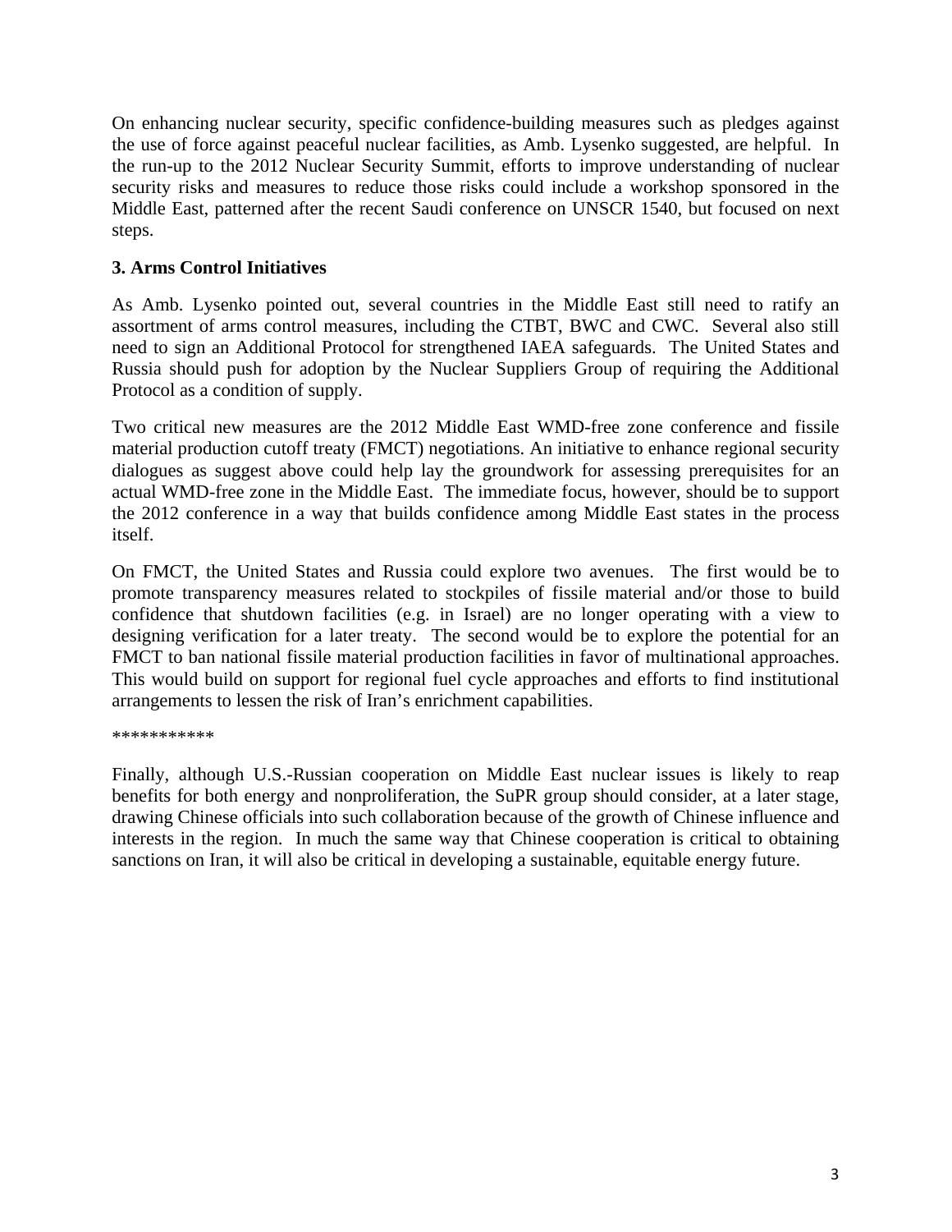On enhancing nuclear security, specific confidence-building measures such as pledges against the use of force against peaceful nuclear facilities, as Amb. Lysenko suggested, are helpful. In the run-up to the 2012 Nuclear Security Summit, efforts to improve understanding of nuclear security risks and measures to reduce those risks could include a workshop sponsored in the Middle East, patterned after the recent Saudi conference on UNSCR 1540, but focused on next steps.

### 3. Arms Control Initiatives

As Amb. Lysenko pointed out, several countries in the Middle East still need to ratify an assortment of arms control measures, including the CTBT, BWC and CWC. Several also still need to sign an Additional Protocol for strengthened IAEA safeguards. The United States and Russia should push for adoption by the Nuclear Suppliers Group of requiring the Additional Protocol as a condition of supply.

Two critical new measures are the 2012 Middle East WMD-free zone conference and fissile material production cutoff treaty (FMCT) negotiations. An initiative to enhance regional security dialogues as suggest above could help lay the groundwork for assessing prerequisites for an actual WMD-free zone in the Middle East. The immediate focus, however, should be to support the 2012 conference in a way that builds confidence among Middle East states in the process itself.

On FMCT, the United States and Russia could explore two avenues. The first would be to promote transparency measures related to stockpiles of fissile material and/or those to build confidence that shutdown facilities (e.g. in Israel) are no longer operating with a view to designing verification for a later treaty. The second would be to explore the potential for an FMCT to ban national fissile material production facilities in favor of multinational approaches. This would build on support for regional fuel cycle approaches and efforts to find institutional arrangements to lessen the risk of Iran's enrichment capabilities.

***********

Finally, although U.S.-Russian cooperation on Middle East nuclear issues is likely to reap benefits for both energy and nonproliferation, the SuPR group should consider, at a later stage, drawing Chinese officials into such collaboration because of the growth of Chinese influence and interests in the region. In much the same way that Chinese cooperation is critical to obtaining sanctions on Iran, it will also be critical in developing a sustainable, equitable energy future.